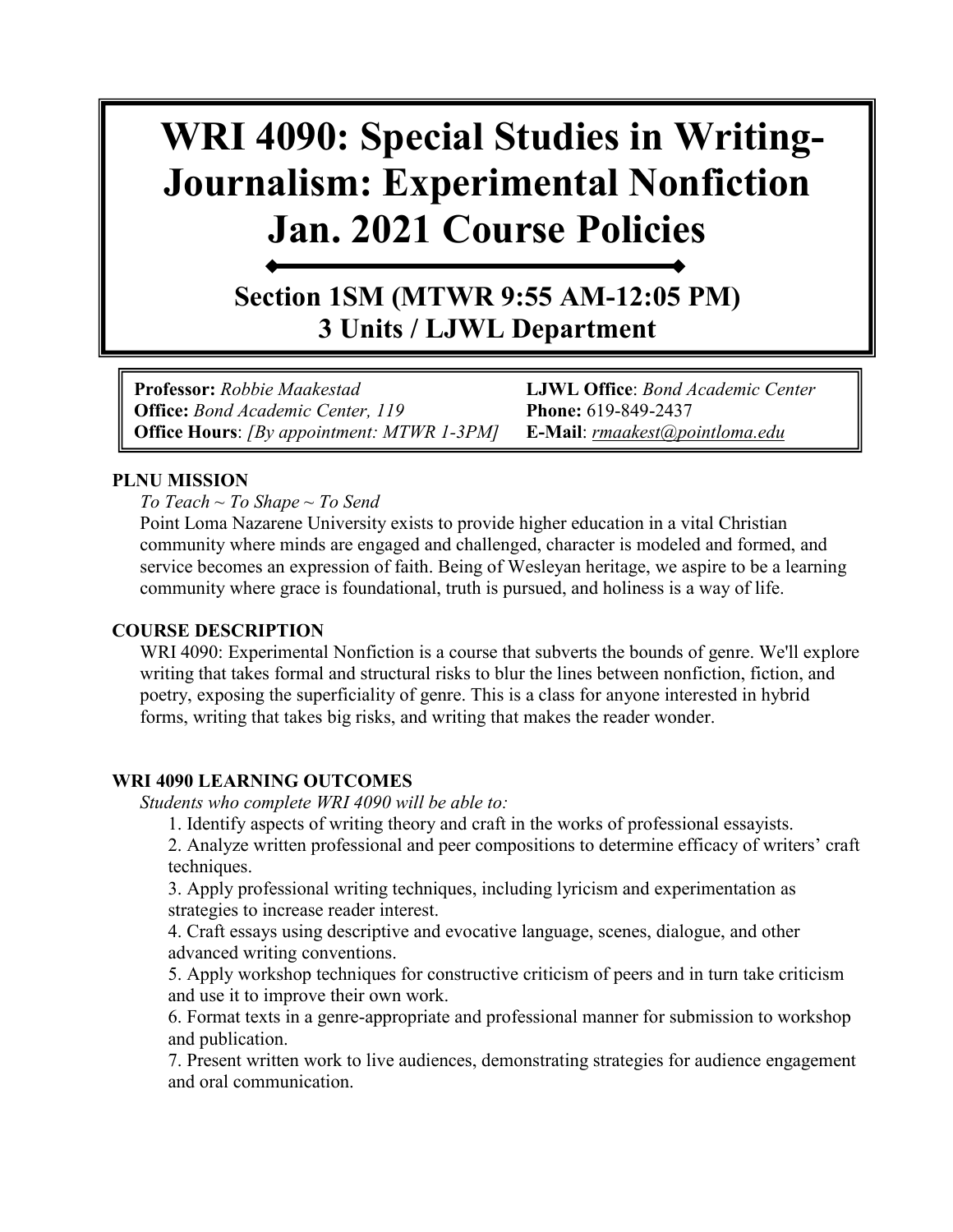# WRI 4090: Special Studies in Writing-Journalism: Experimental Nonfiction Jan. 2021 Course Policies

## Section 1SM (MTWR 9:55 AM-12:05 PM)
## 3 Units / LJWL Department

| | |
|---|---|
| **Professor:** *Robbie Maakestad* | **LJWL Office**: *Bond Academic Center* |
| **Office:** *Bond Academic Center, 119* | **Phone:** 619-849-2437 |
| **Office Hours**: *[By appointment: MTWR 1-3PM]* | **E-Mail**: *rmaakest@pointloma.edu* |

### PLNU MISSION

*To Teach ~ To Shape ~ To Send*

Point Loma Nazarene University exists to provide higher education in a vital Christian community where minds are engaged and challenged, character is modeled and formed, and service becomes an expression of faith. Being of Wesleyan heritage, we aspire to be a learning community where grace is foundational, truth is pursued, and holiness is a way of life.

### COURSE DESCRIPTION

WRI 4090: Experimental Nonfiction is a course that subverts the bounds of genre. We'll explore writing that takes formal and structural risks to blur the lines between nonfiction, fiction, and poetry, exposing the superficiality of genre. This is a class for anyone interested in hybrid forms, writing that takes big risks, and writing that makes the reader wonder.

### WRI 4090 LEARNING OUTCOMES

*Students who complete WRI 4090 will be able to:*

1. Identify aspects of writing theory and craft in the works of professional essayists.
2. Analyze written professional and peer compositions to determine efficacy of writers' craft techniques.
3. Apply professional writing techniques, including lyricism and experimentation as strategies to increase reader interest.
4. Craft essays using descriptive and evocative language, scenes, dialogue, and other advanced writing conventions.
5. Apply workshop techniques for constructive criticism of peers and in turn take criticism and use it to improve their own work.
6. Format texts in a genre-appropriate and professional manner for submission to workshop and publication.
7. Present written work to live audiences, demonstrating strategies for audience engagement and oral communication.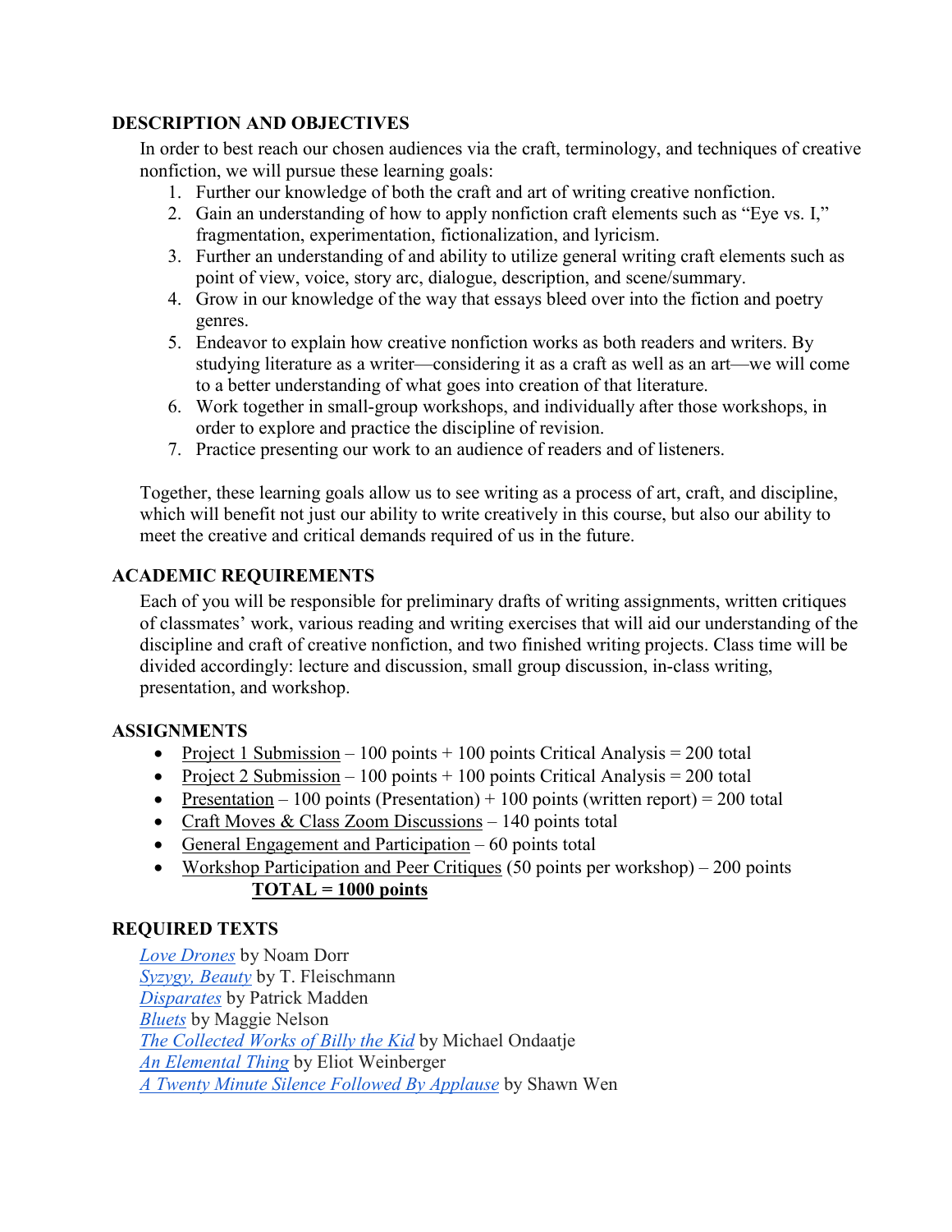## DESCRIPTION AND OBJECTIVES

In order to best reach our chosen audiences via the craft, terminology, and techniques of creative nonfiction, we will pursue these learning goals:

1. Further our knowledge of both the craft and art of writing creative nonfiction.
2. Gain an understanding of how to apply nonfiction craft elements such as "Eye vs. I," fragmentation, experimentation, fictionalization, and lyricism.
3. Further an understanding of and ability to utilize general writing craft elements such as point of view, voice, story arc, dialogue, description, and scene/summary.
4. Grow in our knowledge of the way that essays bleed over into the fiction and poetry genres.
5. Endeavor to explain how creative nonfiction works as both readers and writers. By studying literature as a writer—considering it as a craft as well as an art—we will come to a better understanding of what goes into creation of that literature.
6. Work together in small-group workshops, and individually after those workshops, in order to explore and practice the discipline of revision.
7. Practice presenting our work to an audience of readers and of listeners.

Together, these learning goals allow us to see writing as a process of art, craft, and discipline, which will benefit not just our ability to write creatively in this course, but also our ability to meet the creative and critical demands required of us in the future.

## ACADEMIC REQUIREMENTS

Each of you will be responsible for preliminary drafts of writing assignments, written critiques of classmates' work, various reading and writing exercises that will aid our understanding of the discipline and craft of creative nonfiction, and two finished writing projects. Class time will be divided accordingly: lecture and discussion, small group discussion, in-class writing, presentation, and workshop.

## ASSIGNMENTS

- Project 1 Submission – 100 points + 100 points Critical Analysis = 200 total
- Project 2 Submission – 100 points + 100 points Critical Analysis = 200 total
- Presentation – 100 points (Presentation) + 100 points (written report) = 200 total
- Craft Moves & Class Zoom Discussions – 140 points total
- General Engagement and Participation – 60 points total
- Workshop Participation and Peer Critiques (50 points per workshop) – 200 points

**TOTAL = 1000 points**

## REQUIRED TEXTS

*Love Drones* by Noam Dorr
*Syzygy, Beauty* by T. Fleischmann
*Disparates* by Patrick Madden
*Bluets* by Maggie Nelson
*The Collected Works of Billy the Kid* by Michael Ondaatje
*An Elemental Thing* by Eliot Weinberger
*A Twenty Minute Silence Followed By Applause* by Shawn Wen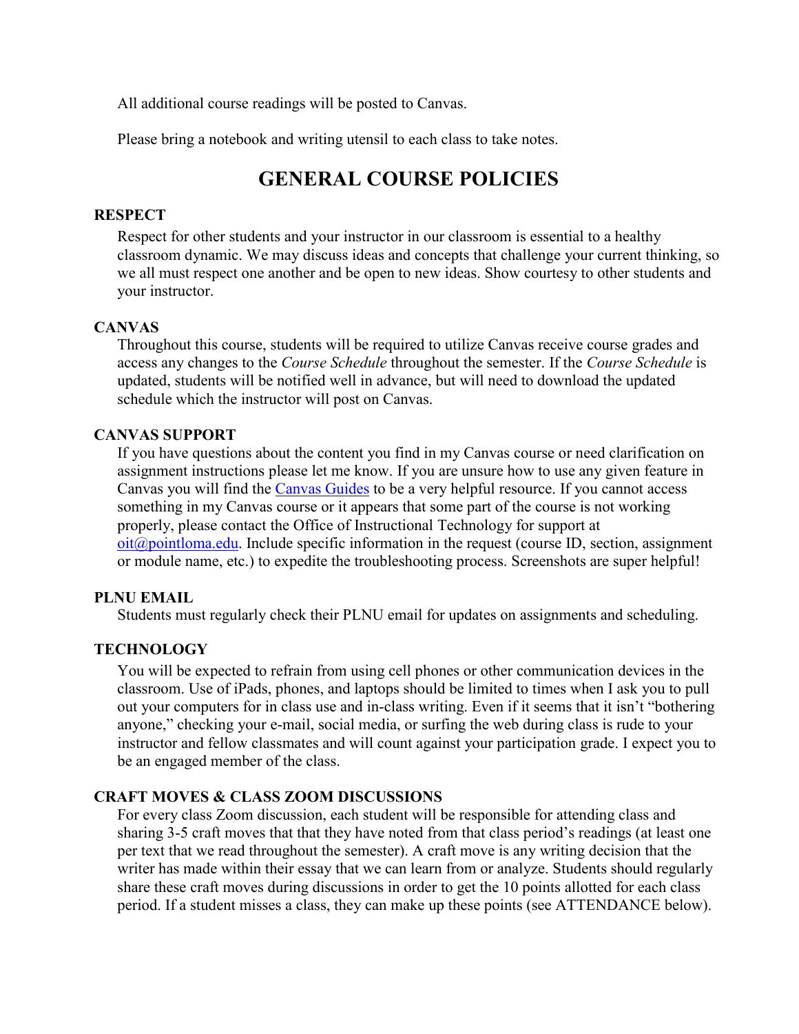All additional course readings will be posted to Canvas.

Please bring a notebook and writing utensil to each class to take notes.

# GENERAL COURSE POLICIES

**RESPECT**

Respect for other students and your instructor in our classroom is essential to a healthy classroom dynamic. We may discuss ideas and concepts that challenge your current thinking, so we all must respect one another and be open to new ideas. Show courtesy to other students and your instructor.

**CANVAS**

Throughout this course, students will be required to utilize Canvas receive course grades and access any changes to the *Course Schedule* throughout the semester. If the *Course Schedule* is updated, students will be notified well in advance, but will need to download the updated schedule which the instructor will post on Canvas.

**CANVAS SUPPORT**

If you have questions about the content you find in my Canvas course or need clarification on assignment instructions please let me know. If you are unsure how to use any given feature in Canvas you will find the Canvas Guides to be a very helpful resource. If you cannot access something in my Canvas course or it appears that some part of the course is not working properly, please contact the Office of Instructional Technology for support at oit@pointloma.edu. Include specific information in the request (course ID, section, assignment or module name, etc.) to expedite the troubleshooting process. Screenshots are super helpful!

**PLNU EMAIL**

Students must regularly check their PLNU email for updates on assignments and scheduling.

**TECHNOLOGY**

You will be expected to refrain from using cell phones or other communication devices in the classroom. Use of iPads, phones, and laptops should be limited to times when I ask you to pull out your computers for in class use and in-class writing. Even if it seems that it isn't "bothering anyone," checking your e-mail, social media, or surfing the web during class is rude to your instructor and fellow classmates and will count against your participation grade. I expect you to be an engaged member of the class.

**CRAFT MOVES & CLASS ZOOM DISCUSSIONS**

For every class Zoom discussion, each student will be responsible for attending class and sharing 3-5 craft moves that that they have noted from that class period's readings (at least one per text that we read throughout the semester). A craft move is any writing decision that the writer has made within their essay that we can learn from or analyze. Students should regularly share these craft moves during discussions in order to get the 10 points allotted for each class period. If a student misses a class, they can make up these points (see ATTENDANCE below).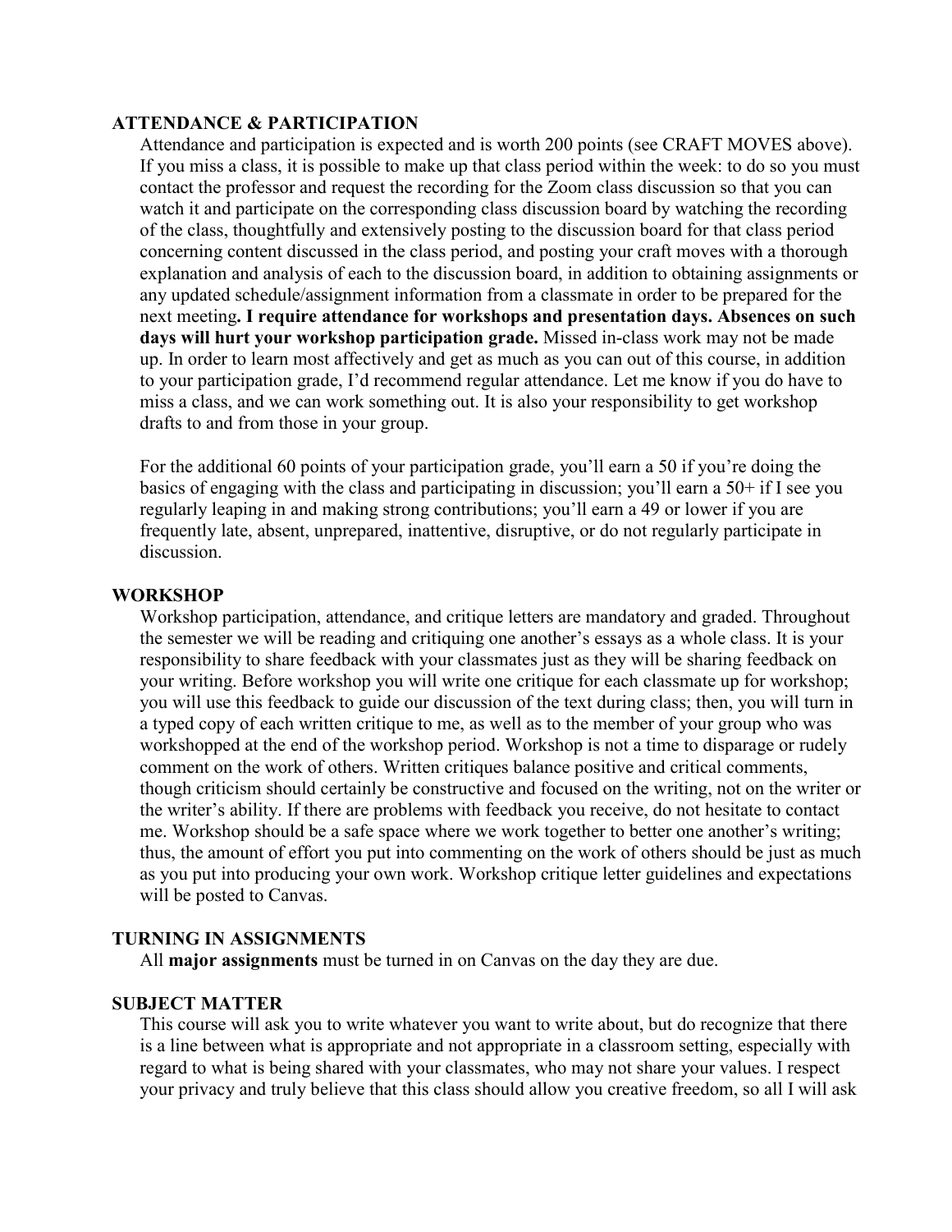## ATTENDANCE & PARTICIPATION

Attendance and participation is expected and is worth 200 points (see CRAFT MOVES above). If you miss a class, it is possible to make up that class period within the week: to do so you must contact the professor and request the recording for the Zoom class discussion so that you can watch it and participate on the corresponding class discussion board by watching the recording of the class, thoughtfully and extensively posting to the discussion board for that class period concerning content discussed in the class period, and posting your craft moves with a thorough explanation and analysis of each to the discussion board, in addition to obtaining assignments or any updated schedule/assignment information from a classmate in order to be prepared for the next meeting**. I require attendance for workshops and presentation days. Absences on such days will hurt your workshop participation grade.** Missed in-class work may not be made up. In order to learn most affectively and get as much as you can out of this course, in addition to your participation grade, I'd recommend regular attendance. Let me know if you do have to miss a class, and we can work something out. It is also your responsibility to get workshop drafts to and from those in your group.

For the additional 60 points of your participation grade, you'll earn a 50 if you're doing the basics of engaging with the class and participating in discussion; you'll earn a 50+ if I see you regularly leaping in and making strong contributions; you'll earn a 49 or lower if you are frequently late, absent, unprepared, inattentive, disruptive, or do not regularly participate in discussion.

## WORKSHOP

Workshop participation, attendance, and critique letters are mandatory and graded. Throughout the semester we will be reading and critiquing one another's essays as a whole class. It is your responsibility to share feedback with your classmates just as they will be sharing feedback on your writing. Before workshop you will write one critique for each classmate up for workshop; you will use this feedback to guide our discussion of the text during class; then, you will turn in a typed copy of each written critique to me, as well as to the member of your group who was workshopped at the end of the workshop period. Workshop is not a time to disparage or rudely comment on the work of others. Written critiques balance positive and critical comments, though criticism should certainly be constructive and focused on the writing, not on the writer or the writer's ability. If there are problems with feedback you receive, do not hesitate to contact me. Workshop should be a safe space where we work together to better one another's writing; thus, the amount of effort you put into commenting on the work of others should be just as much as you put into producing your own work. Workshop critique letter guidelines and expectations will be posted to Canvas.

## TURNING IN ASSIGNMENTS

All **major assignments** must be turned in on Canvas on the day they are due.

## SUBJECT MATTER

This course will ask you to write whatever you want to write about, but do recognize that there is a line between what is appropriate and not appropriate in a classroom setting, especially with regard to what is being shared with your classmates, who may not share your values. I respect your privacy and truly believe that this class should allow you creative freedom, so all I will ask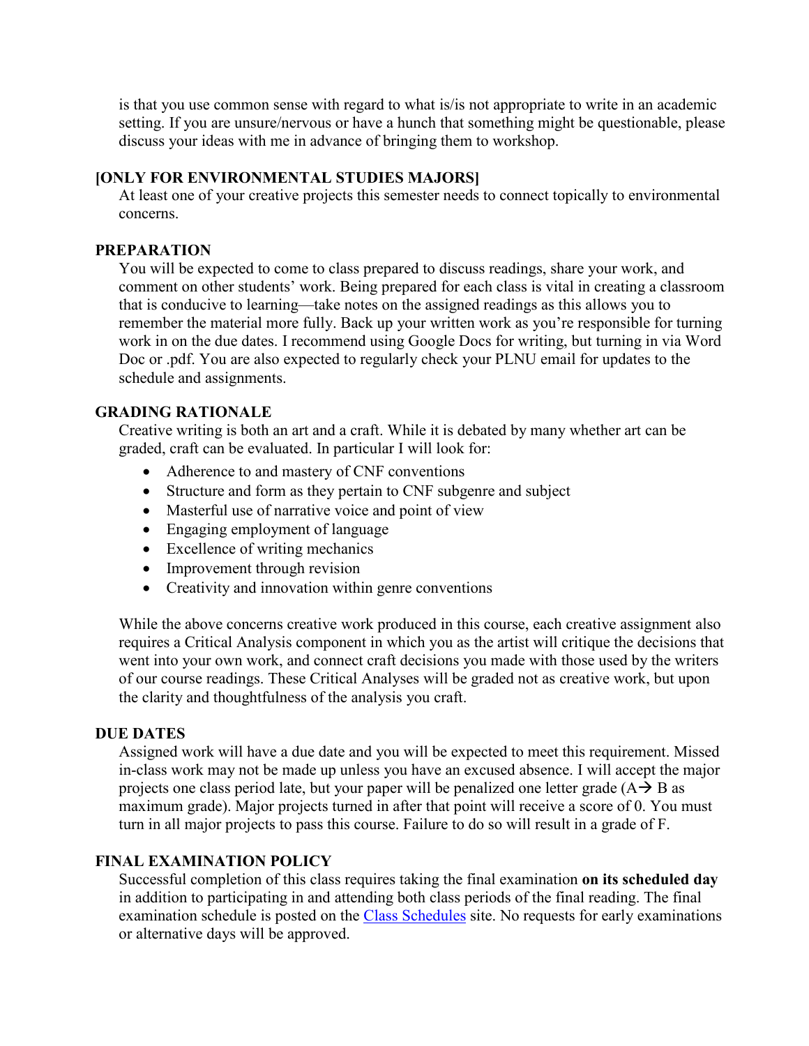is that you use common sense with regard to what is/is not appropriate to write in an academic setting. If you are unsure/nervous or have a hunch that something might be questionable, please discuss your ideas with me in advance of bringing them to workshop.

### [ONLY FOR ENVIRONMENTAL STUDIES MAJORS]

At least one of your creative projects this semester needs to connect topically to environmental concerns.

### PREPARATION

You will be expected to come to class prepared to discuss readings, share your work, and comment on other students' work. Being prepared for each class is vital in creating a classroom that is conducive to learning—take notes on the assigned readings as this allows you to remember the material more fully. Back up your written work as you're responsible for turning work in on the due dates. I recommend using Google Docs for writing, but turning in via Word Doc or .pdf. You are also expected to regularly check your PLNU email for updates to the schedule and assignments.

### GRADING RATIONALE

Creative writing is both an art and a craft. While it is debated by many whether art can be graded, craft can be evaluated. In particular I will look for:

- Adherence to and mastery of CNF conventions
- Structure and form as they pertain to CNF subgenre and subject
- Masterful use of narrative voice and point of view
- Engaging employment of language
- Excellence of writing mechanics
- Improvement through revision
- Creativity and innovation within genre conventions

While the above concerns creative work produced in this course, each creative assignment also requires a Critical Analysis component in which you as the artist will critique the decisions that went into your own work, and connect craft decisions you made with those used by the writers of our course readings. These Critical Analyses will be graded not as creative work, but upon the clarity and thoughtfulness of the analysis you craft.

### DUE DATES

Assigned work will have a due date and you will be expected to meet this requirement. Missed in-class work may not be made up unless you have an excused absence. I will accept the major projects one class period late, but your paper will be penalized one letter grade (A→ B as maximum grade). Major projects turned in after that point will receive a score of 0. You must turn in all major projects to pass this course. Failure to do so will result in a grade of F.

### FINAL EXAMINATION POLICY

Successful completion of this class requires taking the final examination **on its scheduled day** in addition to participating in and attending both class periods of the final reading. The final examination schedule is posted on the Class Schedules site. No requests for early examinations or alternative days will be approved.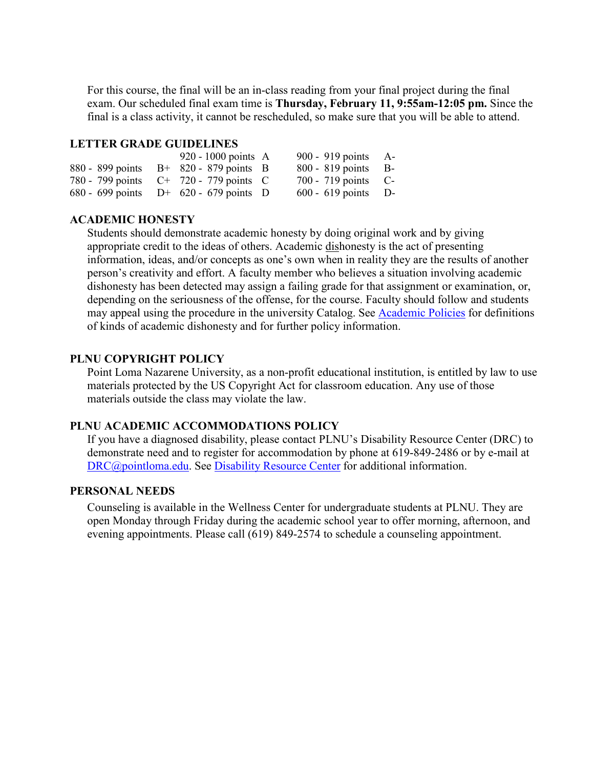For this course, the final will be an in-class reading from your final project during the final exam. Our scheduled final exam time is **Thursday, February 11, 9:55am-12:05 pm.** Since the final is a class activity, it cannot be rescheduled, so make sure that you will be able to attend.

### LETTER GRADE GUIDELINES

| | | | | | |
|---|---|---|---|---|---|
| | | 920 - 1000 points | A | 900 - 919 points | A- |
| 880 - 899 points | B+ | 820 - 879 points | B | 800 - 819 points | B- |
| 780 - 799 points | C+ | 720 - 779 points | C | 700 - 719 points | C- |
| 680 - 699 points | D+ | 620 - 679 points | D | 600 - 619 points | D- |

### ACADEMIC HONESTY

Students should demonstrate academic honesty by doing original work and by giving appropriate credit to the ideas of others. Academic dishonesty is the act of presenting information, ideas, and/or concepts as one's own when in reality they are the results of another person's creativity and effort. A faculty member who believes a situation involving academic dishonesty has been detected may assign a failing grade for that assignment or examination, or, depending on the seriousness of the offense, for the course. Faculty should follow and students may appeal using the procedure in the university Catalog. See [Academic Policies] for definitions of kinds of academic dishonesty and for further policy information.

### PLNU COPYRIGHT POLICY

Point Loma Nazarene University, as a non-profit educational institution, is entitled by law to use materials protected by the US Copyright Act for classroom education. Any use of those materials outside the class may violate the law.

### PLNU ACADEMIC ACCOMMODATIONS POLICY

If you have a diagnosed disability, please contact PLNU's Disability Resource Center (DRC) to demonstrate need and to register for accommodation by phone at 619-849-2486 or by e-mail at DRC@pointloma.edu. See [Disability Resource Center] for additional information.

### PERSONAL NEEDS

Counseling is available in the Wellness Center for undergraduate students at PLNU. They are open Monday through Friday during the academic school year to offer morning, afternoon, and evening appointments. Please call (619) 849-2574 to schedule a counseling appointment.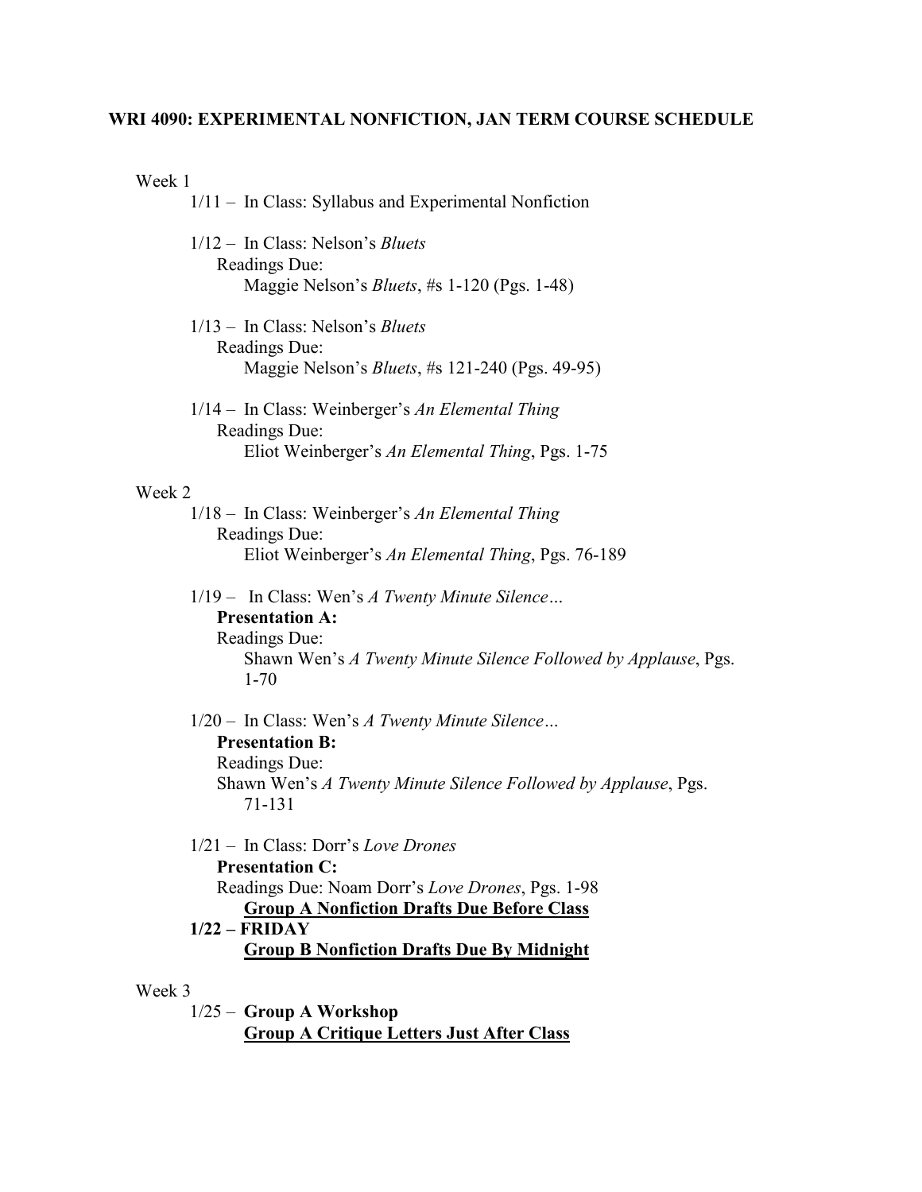## WRI 4090: EXPERIMENTAL NONFICTION, JAN TERM COURSE SCHEDULE

Week 1

- 1/11 – In Class: Syllabus and Experimental Nonfiction

- 1/12 – In Class: Nelson's *Bluets*
  - Readings Due:
    - Maggie Nelson's *Bluets*, #s 1-120 (Pgs. 1-48)

- 1/13 – In Class: Nelson's *Bluets*
  - Readings Due:
    - Maggie Nelson's *Bluets*, #s 121-240 (Pgs. 49-95)

- 1/14 – In Class: Weinberger's *An Elemental Thing*
  - Readings Due:
    - Eliot Weinberger's *An Elemental Thing*, Pgs. 1-75

Week 2

- 1/18 – In Class: Weinberger's *An Elemental Thing*
  - Readings Due:
    - Eliot Weinberger's *An Elemental Thing*, Pgs. 76-189

- 1/19 – In Class: Wen's *A Twenty Minute Silence…*
  - **Presentation A:**
  - Readings Due:
    - Shawn Wen's *A Twenty Minute Silence Followed by Applause*, Pgs. 1-70

- 1/20 – In Class: Wen's *A Twenty Minute Silence…*
  - **Presentation B:**
  - Readings Due:
    - Shawn Wen's *A Twenty Minute Silence Followed by Applause*, Pgs. 71-131

- 1/21 – In Class: Dorr's *Love Drones*
  - **Presentation C:**
  - Readings Due: Noam Dorr's *Love Drones*, Pgs. 1-98
  - <u>**Group A Nonfiction Drafts Due Before Class**</u>

- **1/22 – FRIDAY**
  - <u>**Group B Nonfiction Drafts Due By Midnight**</u>

Week 3

- 1/25 – **Group A Workshop**
  - <u>**Group A Critique Letters Just After Class**</u>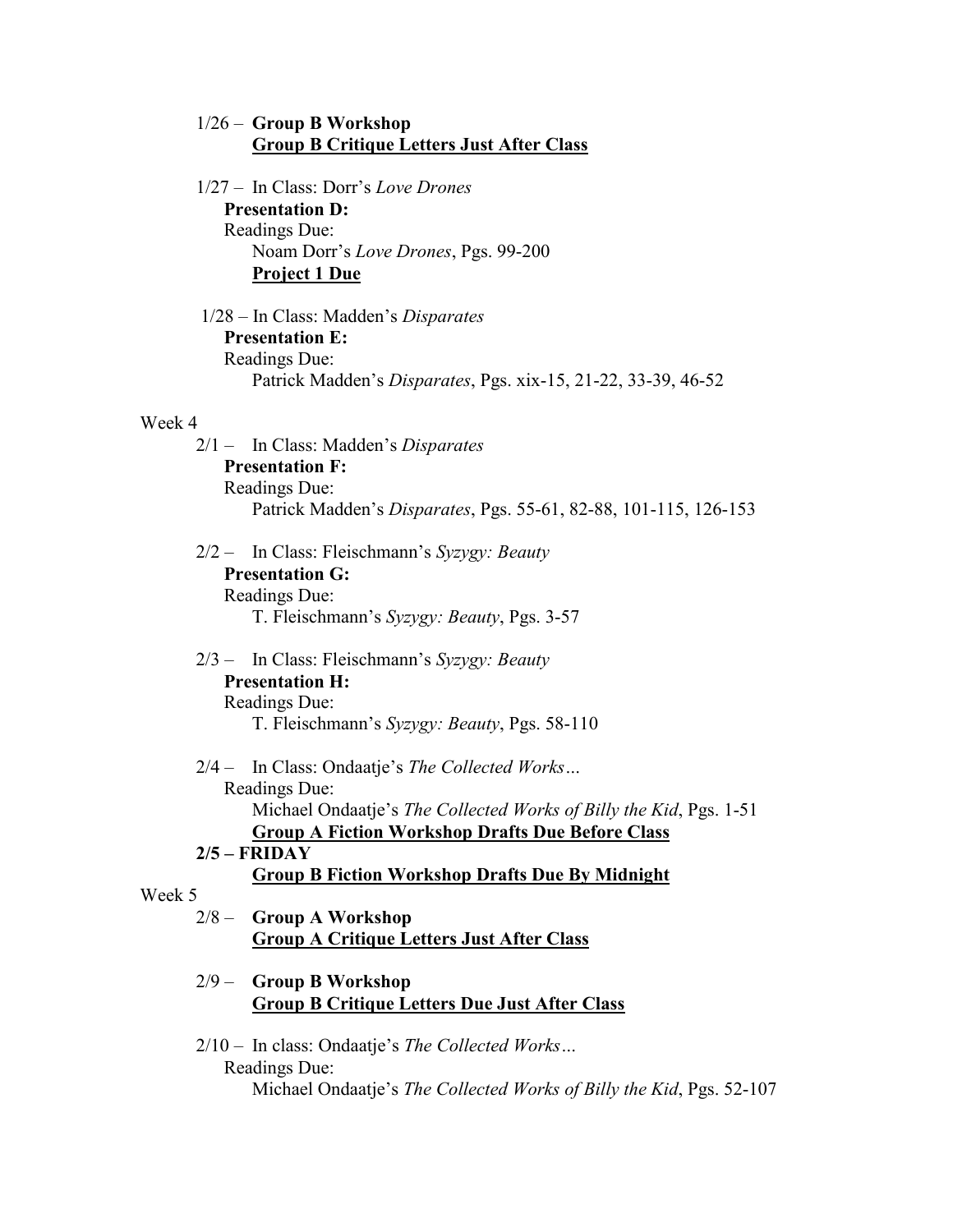1/26 – **Group B Workshop**
**<u>Group B Critique Letters Just After Class</u>**

1/27 – In Class: Dorr's *Love Drones*
**Presentation D:**
Readings Due:
Noam Dorr's *Love Drones*, Pgs. 99-200
**<u>Project 1 Due</u>**

1/28 – In Class: Madden's *Disparates*
**Presentation E:**
Readings Due:
Patrick Madden's *Disparates*, Pgs. xix-15, 21-22, 33-39, 46-52

Week 4

2/1 – In Class: Madden's *Disparates*
**Presentation F:**
Readings Due:
Patrick Madden's *Disparates*, Pgs. 55-61, 82-88, 101-115, 126-153

2/2 – In Class: Fleischmann's *Syzygy: Beauty*
**Presentation G:**
Readings Due:
T. Fleischmann's *Syzygy: Beauty*, Pgs. 3-57

2/3 – In Class: Fleischmann's *Syzygy: Beauty*
**Presentation H:**
Readings Due:
T. Fleischmann's *Syzygy: Beauty*, Pgs. 58-110

2/4 – In Class: Ondaatje's *The Collected Works…*
Readings Due:
Michael Ondaatje's *The Collected Works of Billy the Kid*, Pgs. 1-51
**<u>Group A Fiction Workshop Drafts Due Before Class</u>**

**2/5 – FRIDAY**
**<u>Group B Fiction Workshop Drafts Due By Midnight</u>**

Week 5

2/8 – **Group A Workshop**
**<u>Group A Critique Letters Just After Class</u>**

2/9 – **Group B Workshop**
**<u>Group B Critique Letters Due Just After Class</u>**

2/10 – In class: Ondaatje's *The Collected Works…*
Readings Due:
Michael Ondaatje's *The Collected Works of Billy the Kid*, Pgs. 52-107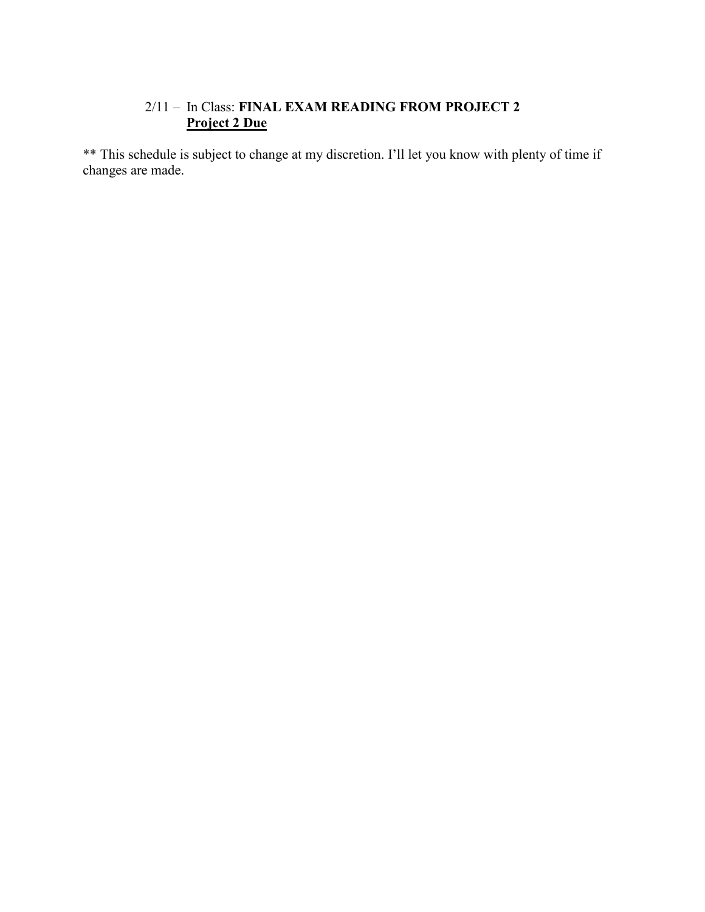2/11 – In Class: **FINAL EXAM READING FROM PROJECT 2**
**Project 2 Due**

** This schedule is subject to change at my discretion. I'll let you know with plenty of time if changes are made.